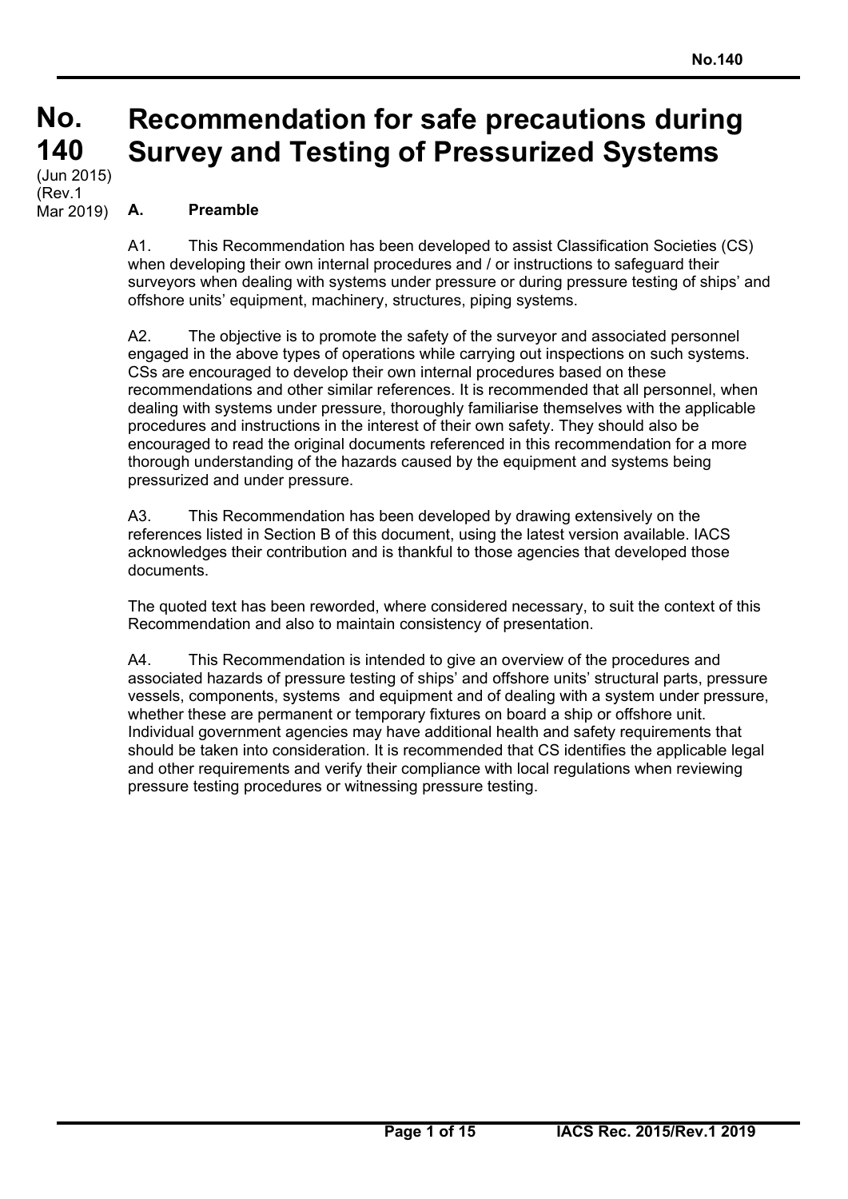# No. 140 Recommendation for safe precautions during Survey and Testing of Pressurized Systems

(Jun 2015)
(Rev.1 Mar 2019)

## A. Preamble

A1. This Recommendation has been developed to assist Classification Societies (CS) when developing their own internal procedures and / or instructions to safeguard their surveyors when dealing with systems under pressure or during pressure testing of ships' and offshore units' equipment, machinery, structures, piping systems.

A2. The objective is to promote the safety of the surveyor and associated personnel engaged in the above types of operations while carrying out inspections on such systems. CSs are encouraged to develop their own internal procedures based on these recommendations and other similar references. It is recommended that all personnel, when dealing with systems under pressure, thoroughly familiarise themselves with the applicable procedures and instructions in the interest of their own safety. They should also be encouraged to read the original documents referenced in this recommendation for a more thorough understanding of the hazards caused by the equipment and systems being pressurized and under pressure.

A3. This Recommendation has been developed by drawing extensively on the references listed in Section B of this document, using the latest version available. IACS acknowledges their contribution and is thankful to those agencies that developed those documents.

The quoted text has been reworded, where considered necessary, to suit the context of this Recommendation and also to maintain consistency of presentation.

A4. This Recommendation is intended to give an overview of the procedures and associated hazards of pressure testing of ships' and offshore units' structural parts, pressure vessels, components, systems and equipment and of dealing with a system under pressure, whether these are permanent or temporary fixtures on board a ship or offshore unit. Individual government agencies may have additional health and safety requirements that should be taken into consideration. It is recommended that CS identifies the applicable legal and other requirements and verify their compliance with local regulations when reviewing pressure testing procedures or witnessing pressure testing.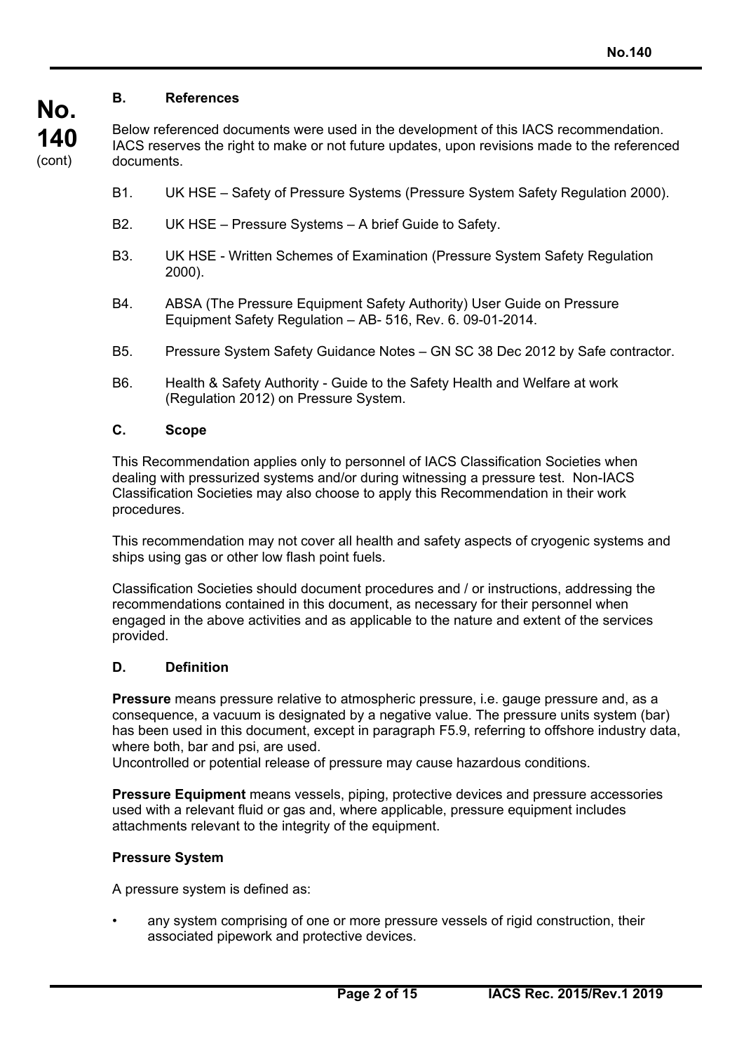## B. References

Below referenced documents were used in the development of this IACS recommendation. IACS reserves the right to make or not future updates, upon revisions made to the referenced documents.

- B1. UK HSE – Safety of Pressure Systems (Pressure System Safety Regulation 2000).
- B2. UK HSE – Pressure Systems – A brief Guide to Safety.
- B3. UK HSE - Written Schemes of Examination (Pressure System Safety Regulation 2000).
- B4. ABSA (The Pressure Equipment Safety Authority) User Guide on Pressure Equipment Safety Regulation – AB- 516, Rev. 6. 09-01-2014.
- B5. Pressure System Safety Guidance Notes – GN SC 38 Dec 2012 by Safe contractor.
- B6. Health & Safety Authority - Guide to the Safety Health and Welfare at work (Regulation 2012) on Pressure System.

## C. Scope

This Recommendation applies only to personnel of IACS Classification Societies when dealing with pressurized systems and/or during witnessing a pressure test. Non-IACS Classification Societies may also choose to apply this Recommendation in their work procedures.

This recommendation may not cover all health and safety aspects of cryogenic systems and ships using gas or other low flash point fuels.

Classification Societies should document procedures and / or instructions, addressing the recommendations contained in this document, as necessary for their personnel when engaged in the above activities and as applicable to the nature and extent of the services provided.

## D. Definition

**Pressure** means pressure relative to atmospheric pressure, i.e. gauge pressure and, as a consequence, a vacuum is designated by a negative value. The pressure units system (bar) has been used in this document, except in paragraph F5.9, referring to offshore industry data, where both, bar and psi, are used.
Uncontrolled or potential release of pressure may cause hazardous conditions.

**Pressure Equipment** means vessels, piping, protective devices and pressure accessories used with a relevant fluid or gas and, where applicable, pressure equipment includes attachments relevant to the integrity of the equipment.

**Pressure System**

A pressure system is defined as:

- any system comprising of one or more pressure vessels of rigid construction, their associated pipework and protective devices.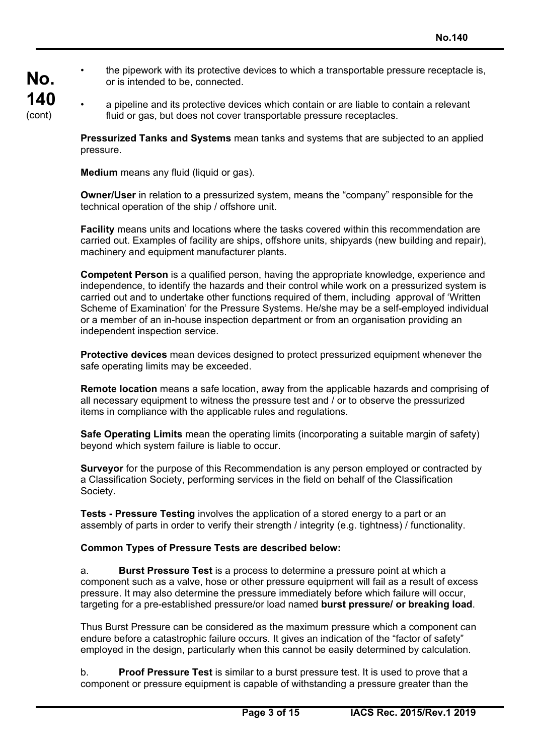- the pipework with its protective devices to which a transportable pressure receptacle is, or is intended to be, connected.
- a pipeline and its protective devices which contain or are liable to contain a relevant fluid or gas, but does not cover transportable pressure receptacles.

**Pressurized Tanks and Systems** mean tanks and systems that are subjected to an applied pressure.

**Medium** means any fluid (liquid or gas).

**Owner/User** in relation to a pressurized system, means the "company" responsible for the technical operation of the ship / offshore unit.

**Facility** means units and locations where the tasks covered within this recommendation are carried out. Examples of facility are ships, offshore units, shipyards (new building and repair), machinery and equipment manufacturer plants.

**Competent Person** is a qualified person, having the appropriate knowledge, experience and independence, to identify the hazards and their control while work on a pressurized system is carried out and to undertake other functions required of them, including approval of 'Written Scheme of Examination' for the Pressure Systems. He/she may be a self-employed individual or a member of an in-house inspection department or from an organisation providing an independent inspection service.

**Protective devices** mean devices designed to protect pressurized equipment whenever the safe operating limits may be exceeded.

**Remote location** means a safe location, away from the applicable hazards and comprising of all necessary equipment to witness the pressure test and / or to observe the pressurized items in compliance with the applicable rules and regulations.

**Safe Operating Limits** mean the operating limits (incorporating a suitable margin of safety) beyond which system failure is liable to occur.

**Surveyor** for the purpose of this Recommendation is any person employed or contracted by a Classification Society, performing services in the field on behalf of the Classification Society.

**Tests - Pressure Testing** involves the application of a stored energy to a part or an assembly of parts in order to verify their strength / integrity (e.g. tightness) / functionality.

**Common Types of Pressure Tests are described below:**

a. **Burst Pressure Test** is a process to determine a pressure point at which a component such as a valve, hose or other pressure equipment will fail as a result of excess pressure. It may also determine the pressure immediately before which failure will occur, targeting for a pre-established pressure/or load named **burst pressure/ or breaking load**.

Thus Burst Pressure can be considered as the maximum pressure which a component can endure before a catastrophic failure occurs. It gives an indication of the "factor of safety" employed in the design, particularly when this cannot be easily determined by calculation.

b. **Proof Pressure Test** is similar to a burst pressure test. It is used to prove that a component or pressure equipment is capable of withstanding a pressure greater than the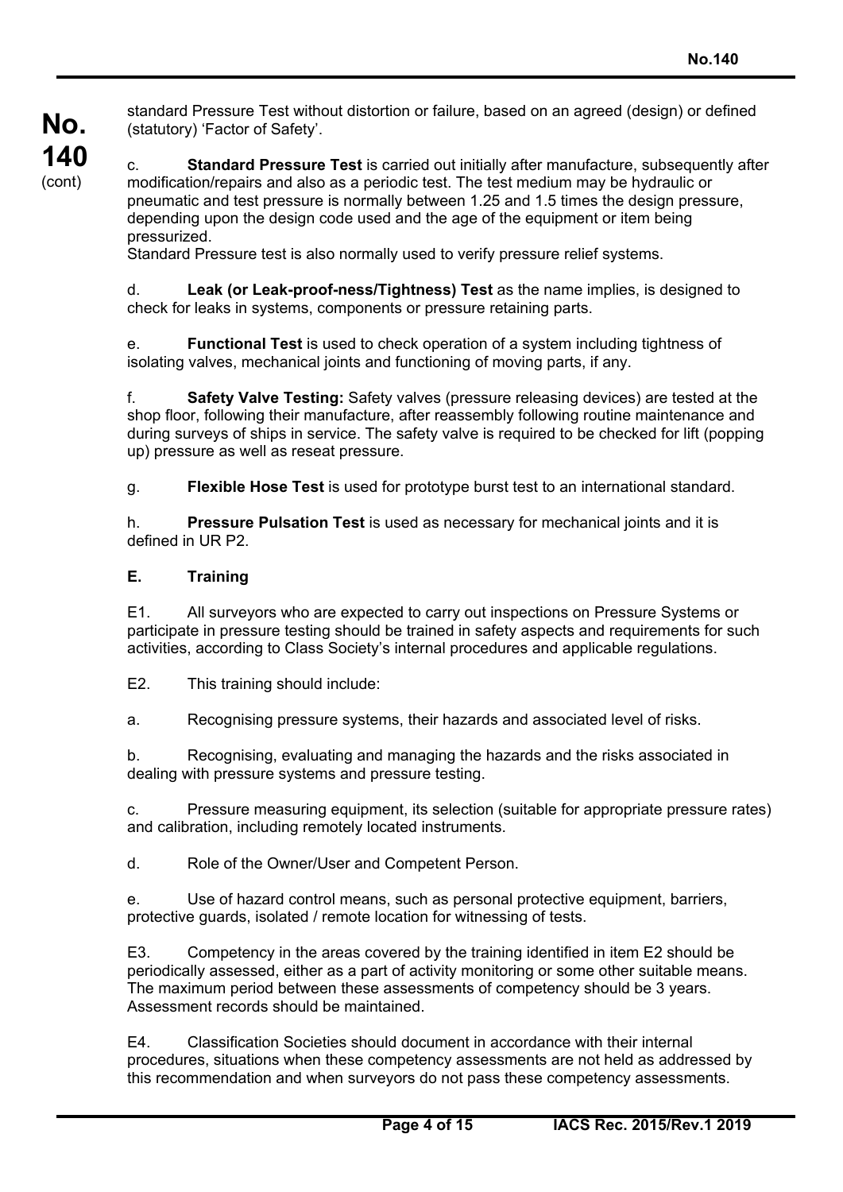standard Pressure Test without distortion or failure, based on an agreed (design) or defined (statutory) 'Factor of Safety'.

c. **Standard Pressure Test** is carried out initially after manufacture, subsequently after modification/repairs and also as a periodic test. The test medium may be hydraulic or pneumatic and test pressure is normally between 1.25 and 1.5 times the design pressure, depending upon the design code used and the age of the equipment or item being pressurized.
Standard Pressure test is also normally used to verify pressure relief systems.

d. **Leak (or Leak-proof-ness/Tightness) Test** as the name implies, is designed to check for leaks in systems, components or pressure retaining parts.

e. **Functional Test** is used to check operation of a system including tightness of isolating valves, mechanical joints and functioning of moving parts, if any.

f. **Safety Valve Testing:** Safety valves (pressure releasing devices) are tested at the shop floor, following their manufacture, after reassembly following routine maintenance and during surveys of ships in service. The safety valve is required to be checked for lift (popping up) pressure as well as reseat pressure.

g. **Flexible Hose Test** is used for prototype burst test to an international standard.

h. **Pressure Pulsation Test** is used as necessary for mechanical joints and it is defined in UR P2.

## E. Training

E1. All surveyors who are expected to carry out inspections on Pressure Systems or participate in pressure testing should be trained in safety aspects and requirements for such activities, according to Class Society's internal procedures and applicable regulations.

E2. This training should include:

a. Recognising pressure systems, their hazards and associated level of risks.

b. Recognising, evaluating and managing the hazards and the risks associated in dealing with pressure systems and pressure testing.

c. Pressure measuring equipment, its selection (suitable for appropriate pressure rates) and calibration, including remotely located instruments.

d. Role of the Owner/User and Competent Person.

e. Use of hazard control means, such as personal protective equipment, barriers, protective guards, isolated / remote location for witnessing of tests.

E3. Competency in the areas covered by the training identified in item E2 should be periodically assessed, either as a part of activity monitoring or some other suitable means. The maximum period between these assessments of competency should be 3 years. Assessment records should be maintained.

E4. Classification Societies should document in accordance with their internal procedures, situations when these competency assessments are not held as addressed by this recommendation and when surveyors do not pass these competency assessments.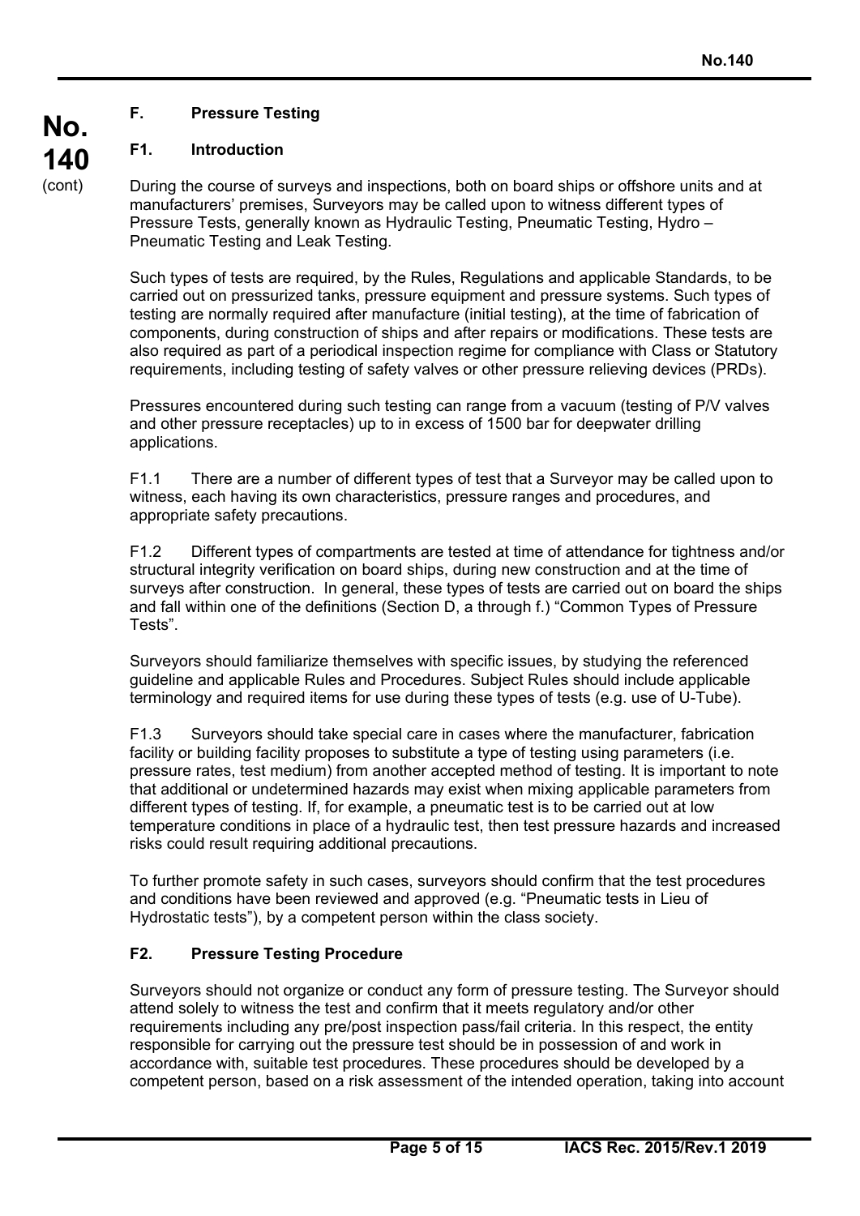## F. Pressure Testing

### F1. Introduction

During the course of surveys and inspections, both on board ships or offshore units and at manufacturers' premises, Surveyors may be called upon to witness different types of Pressure Tests, generally known as Hydraulic Testing, Pneumatic Testing, Hydro – Pneumatic Testing and Leak Testing.

Such types of tests are required, by the Rules, Regulations and applicable Standards, to be carried out on pressurized tanks, pressure equipment and pressure systems. Such types of testing are normally required after manufacture (initial testing), at the time of fabrication of components, during construction of ships and after repairs or modifications. These tests are also required as part of a periodical inspection regime for compliance with Class or Statutory requirements, including testing of safety valves or other pressure relieving devices (PRDs).

Pressures encountered during such testing can range from a vacuum (testing of P/V valves and other pressure receptacles) up to in excess of 1500 bar for deepwater drilling applications.

F1.1 There are a number of different types of test that a Surveyor may be called upon to witness, each having its own characteristics, pressure ranges and procedures, and appropriate safety precautions.

F1.2 Different types of compartments are tested at time of attendance for tightness and/or structural integrity verification on board ships, during new construction and at the time of surveys after construction. In general, these types of tests are carried out on board the ships and fall within one of the definitions (Section D, a through f.) "Common Types of Pressure Tests".

Surveyors should familiarize themselves with specific issues, by studying the referenced guideline and applicable Rules and Procedures. Subject Rules should include applicable terminology and required items for use during these types of tests (e.g. use of U-Tube).

F1.3 Surveyors should take special care in cases where the manufacturer, fabrication facility or building facility proposes to substitute a type of testing using parameters (i.e. pressure rates, test medium) from another accepted method of testing. It is important to note that additional or undetermined hazards may exist when mixing applicable parameters from different types of testing. If, for example, a pneumatic test is to be carried out at low temperature conditions in place of a hydraulic test, then test pressure hazards and increased risks could result requiring additional precautions.

To further promote safety in such cases, surveyors should confirm that the test procedures and conditions have been reviewed and approved (e.g. "Pneumatic tests in Lieu of Hydrostatic tests"), by a competent person within the class society.

### F2. Pressure Testing Procedure

Surveyors should not organize or conduct any form of pressure testing. The Surveyor should attend solely to witness the test and confirm that it meets regulatory and/or other requirements including any pre/post inspection pass/fail criteria. In this respect, the entity responsible for carrying out the pressure test should be in possession of and work in accordance with, suitable test procedures. These procedures should be developed by a competent person, based on a risk assessment of the intended operation, taking into account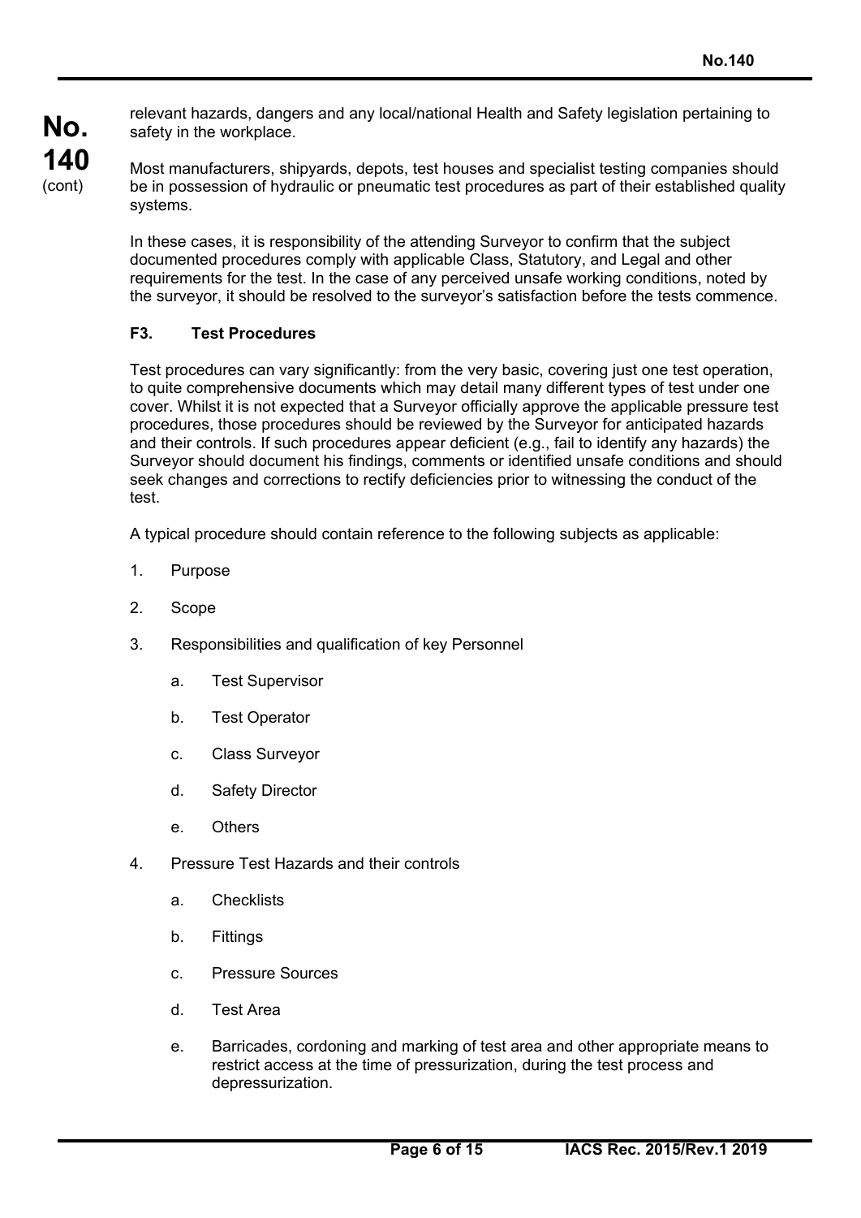relevant hazards, dangers and any local/national Health and Safety legislation pertaining to safety in the workplace.

Most manufacturers, shipyards, depots, test houses and specialist testing companies should be in possession of hydraulic or pneumatic test procedures as part of their established quality systems.

In these cases, it is responsibility of the attending Surveyor to confirm that the subject documented procedures comply with applicable Class, Statutory, and Legal and other requirements for the test. In the case of any perceived unsafe working conditions, noted by the surveyor, it should be resolved to the surveyor's satisfaction before the tests commence.

### F3. Test Procedures

Test procedures can vary significantly: from the very basic, covering just one test operation, to quite comprehensive documents which may detail many different types of test under one cover. Whilst it is not expected that a Surveyor officially approve the applicable pressure test procedures, those procedures should be reviewed by the Surveyor for anticipated hazards and their controls. If such procedures appear deficient (e.g., fail to identify any hazards) the Surveyor should document his findings, comments or identified unsafe conditions and should seek changes and corrections to rectify deficiencies prior to witnessing the conduct of the test.

A typical procedure should contain reference to the following subjects as applicable:

1. Purpose
2. Scope
3. Responsibilities and qualification of key Personnel
   a. Test Supervisor
   b. Test Operator
   c. Class Surveyor
   d. Safety Director
   e. Others
4. Pressure Test Hazards and their controls
   a. Checklists
   b. Fittings
   c. Pressure Sources
   d. Test Area
   e. Barricades, cordoning and marking of test area and other appropriate means to restrict access at the time of pressurization, during the test process and depressurization.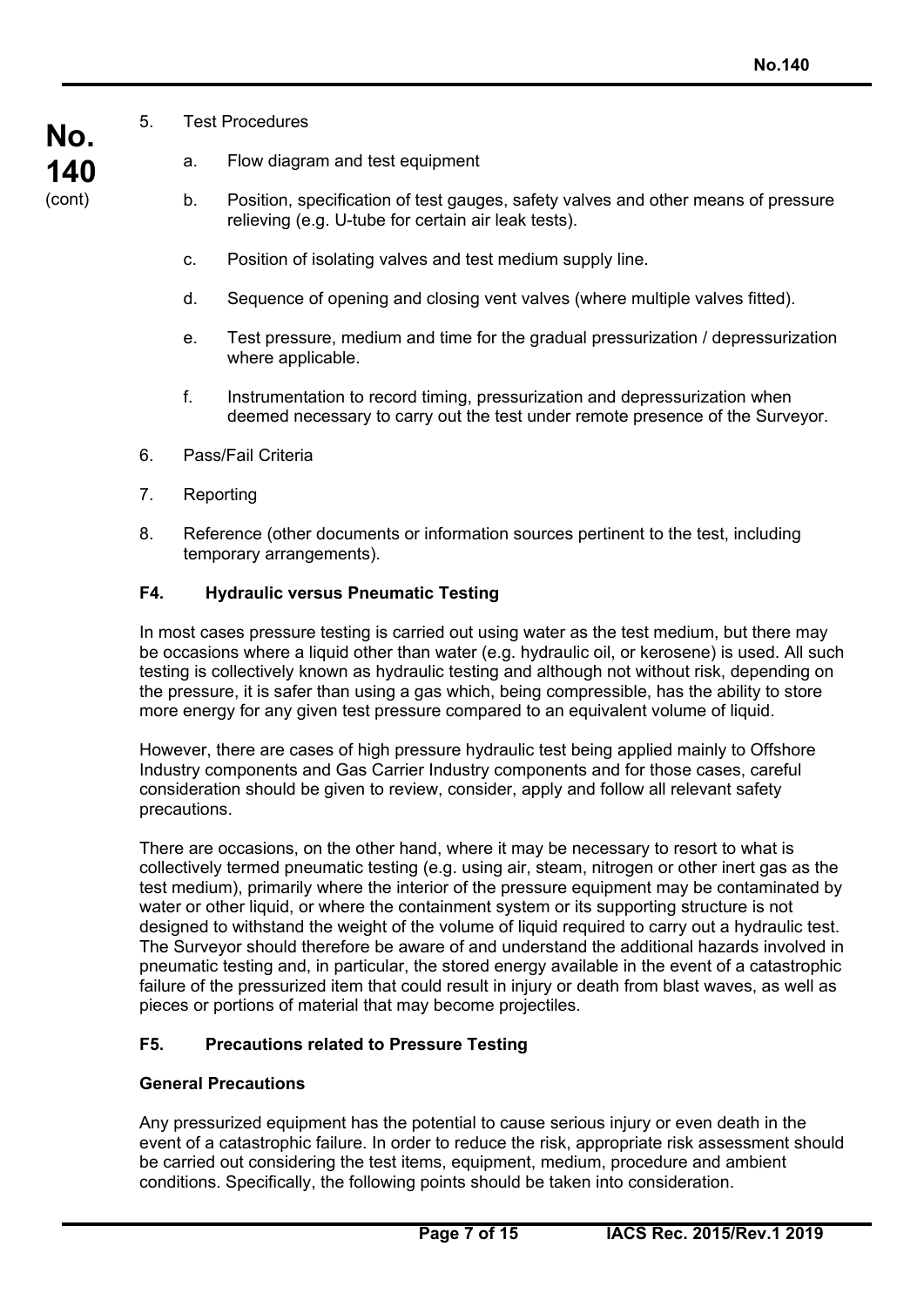5. Test Procedures

   a. Flow diagram and test equipment

   b. Position, specification of test gauges, safety valves and other means of pressure relieving (e.g. U-tube for certain air leak tests).

   c. Position of isolating valves and test medium supply line.

   d. Sequence of opening and closing vent valves (where multiple valves fitted).

   e. Test pressure, medium and time for the gradual pressurization / depressurization where applicable.

   f. Instrumentation to record timing, pressurization and depressurization when deemed necessary to carry out the test under remote presence of the Surveyor.

6. Pass/Fail Criteria

7. Reporting

8. Reference (other documents or information sources pertinent to the test, including temporary arrangements).

### F4. Hydraulic versus Pneumatic Testing

In most cases pressure testing is carried out using water as the test medium, but there may be occasions where a liquid other than water (e.g. hydraulic oil, or kerosene) is used. All such testing is collectively known as hydraulic testing and although not without risk, depending on the pressure, it is safer than using a gas which, being compressible, has the ability to store more energy for any given test pressure compared to an equivalent volume of liquid.

However, there are cases of high pressure hydraulic test being applied mainly to Offshore Industry components and Gas Carrier Industry components and for those cases, careful consideration should be given to review, consider, apply and follow all relevant safety precautions.

There are occasions, on the other hand, where it may be necessary to resort to what is collectively termed pneumatic testing (e.g. using air, steam, nitrogen or other inert gas as the test medium), primarily where the interior of the pressure equipment may be contaminated by water or other liquid, or where the containment system or its supporting structure is not designed to withstand the weight of the volume of liquid required to carry out a hydraulic test. The Surveyor should therefore be aware of and understand the additional hazards involved in pneumatic testing and, in particular, the stored energy available in the event of a catastrophic failure of the pressurized item that could result in injury or death from blast waves, as well as pieces or portions of material that may become projectiles.

### F5. Precautions related to Pressure Testing

**General Precautions**

Any pressurized equipment has the potential to cause serious injury or even death in the event of a catastrophic failure. In order to reduce the risk, appropriate risk assessment should be carried out considering the test items, equipment, medium, procedure and ambient conditions. Specifically, the following points should be taken into consideration.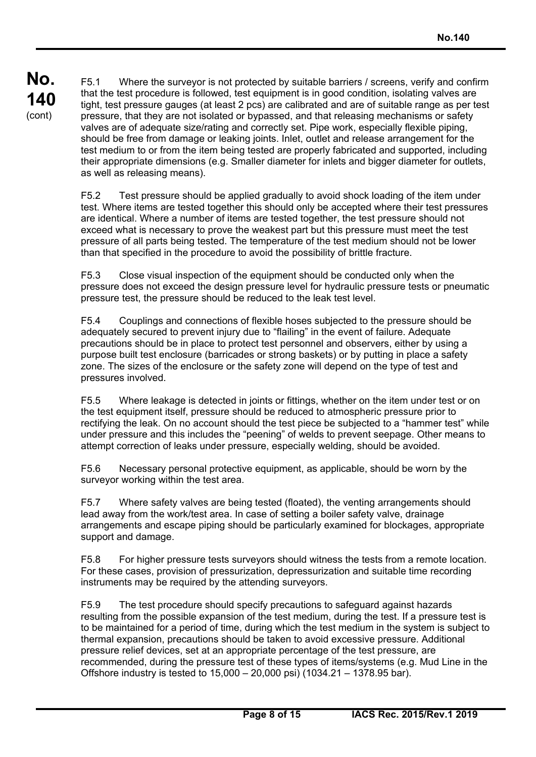F5.1 Where the surveyor is not protected by suitable barriers / screens, verify and confirm that the test procedure is followed, test equipment is in good condition, isolating valves are tight, test pressure gauges (at least 2 pcs) are calibrated and are of suitable range as per test pressure, that they are not isolated or bypassed, and that releasing mechanisms or safety valves are of adequate size/rating and correctly set. Pipe work, especially flexible piping, should be free from damage or leaking joints. Inlet, outlet and release arrangement for the test medium to or from the item being tested are properly fabricated and supported, including their appropriate dimensions (e.g. Smaller diameter for inlets and bigger diameter for outlets, as well as releasing means).

F5.2 Test pressure should be applied gradually to avoid shock loading of the item under test. Where items are tested together this should only be accepted where their test pressures are identical. Where a number of items are tested together, the test pressure should not exceed what is necessary to prove the weakest part but this pressure must meet the test pressure of all parts being tested. The temperature of the test medium should not be lower than that specified in the procedure to avoid the possibility of brittle fracture.

F5.3 Close visual inspection of the equipment should be conducted only when the pressure does not exceed the design pressure level for hydraulic pressure tests or pneumatic pressure test, the pressure should be reduced to the leak test level.

F5.4 Couplings and connections of flexible hoses subjected to the pressure should be adequately secured to prevent injury due to "flailing" in the event of failure. Adequate precautions should be in place to protect test personnel and observers, either by using a purpose built test enclosure (barricades or strong baskets) or by putting in place a safety zone. The sizes of the enclosure or the safety zone will depend on the type of test and pressures involved.

F5.5 Where leakage is detected in joints or fittings, whether on the item under test or on the test equipment itself, pressure should be reduced to atmospheric pressure prior to rectifying the leak. On no account should the test piece be subjected to a "hammer test" while under pressure and this includes the "peening" of welds to prevent seepage. Other means to attempt correction of leaks under pressure, especially welding, should be avoided.

F5.6 Necessary personal protective equipment, as applicable, should be worn by the surveyor working within the test area.

F5.7 Where safety valves are being tested (floated), the venting arrangements should lead away from the work/test area. In case of setting a boiler safety valve, drainage arrangements and escape piping should be particularly examined for blockages, appropriate support and damage.

F5.8 For higher pressure tests surveyors should witness the tests from a remote location. For these cases, provision of pressurization, depressurization and suitable time recording instruments may be required by the attending surveyors.

F5.9 The test procedure should specify precautions to safeguard against hazards resulting from the possible expansion of the test medium, during the test. If a pressure test is to be maintained for a period of time, during which the test medium in the system is subject to thermal expansion, precautions should be taken to avoid excessive pressure. Additional pressure relief devices, set at an appropriate percentage of the test pressure, are recommended, during the pressure test of these types of items/systems (e.g. Mud Line in the Offshore industry is tested to 15,000 – 20,000 psi) (1034.21 – 1378.95 bar).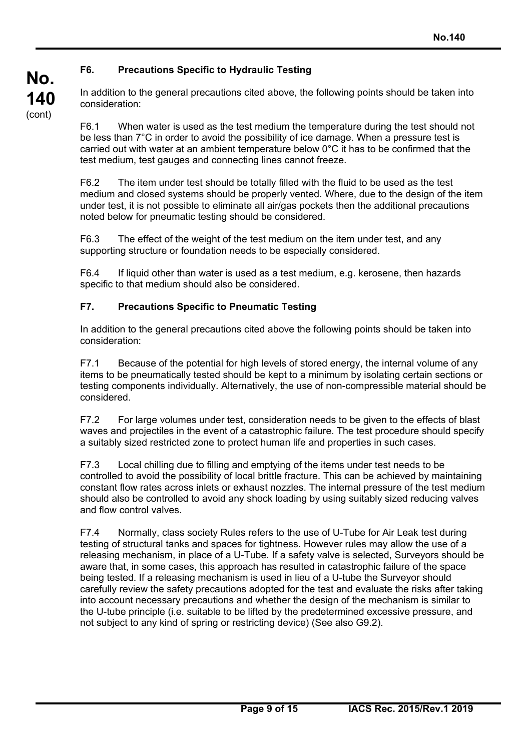### F6. Precautions Specific to Hydraulic Testing

In addition to the general precautions cited above, the following points should be taken into consideration:

F6.1 When water is used as the test medium the temperature during the test should not be less than 7°C in order to avoid the possibility of ice damage. When a pressure test is carried out with water at an ambient temperature below 0°C it has to be confirmed that the test medium, test gauges and connecting lines cannot freeze.

F6.2 The item under test should be totally filled with the fluid to be used as the test medium and closed systems should be properly vented. Where, due to the design of the item under test, it is not possible to eliminate all air/gas pockets then the additional precautions noted below for pneumatic testing should be considered.

F6.3 The effect of the weight of the test medium on the item under test, and any supporting structure or foundation needs to be especially considered.

F6.4 If liquid other than water is used as a test medium, e.g. kerosene, then hazards specific to that medium should also be considered.

### F7. Precautions Specific to Pneumatic Testing

In addition to the general precautions cited above the following points should be taken into consideration:

F7.1 Because of the potential for high levels of stored energy, the internal volume of any items to be pneumatically tested should be kept to a minimum by isolating certain sections or testing components individually. Alternatively, the use of non-compressible material should be considered.

F7.2 For large volumes under test, consideration needs to be given to the effects of blast waves and projectiles in the event of a catastrophic failure. The test procedure should specify a suitably sized restricted zone to protect human life and properties in such cases.

F7.3 Local chilling due to filling and emptying of the items under test needs to be controlled to avoid the possibility of local brittle fracture. This can be achieved by maintaining constant flow rates across inlets or exhaust nozzles. The internal pressure of the test medium should also be controlled to avoid any shock loading by using suitably sized reducing valves and flow control valves.

F7.4 Normally, class society Rules refers to the use of U-Tube for Air Leak test during testing of structural tanks and spaces for tightness. However rules may allow the use of a releasing mechanism, in place of a U-Tube. If a safety valve is selected, Surveyors should be aware that, in some cases, this approach has resulted in catastrophic failure of the space being tested. If a releasing mechanism is used in lieu of a U-tube the Surveyor should carefully review the safety precautions adopted for the test and evaluate the risks after taking into account necessary precautions and whether the design of the mechanism is similar to the U-tube principle (i.e. suitable to be lifted by the predetermined excessive pressure, and not subject to any kind of spring or restricting device) (See also G9.2).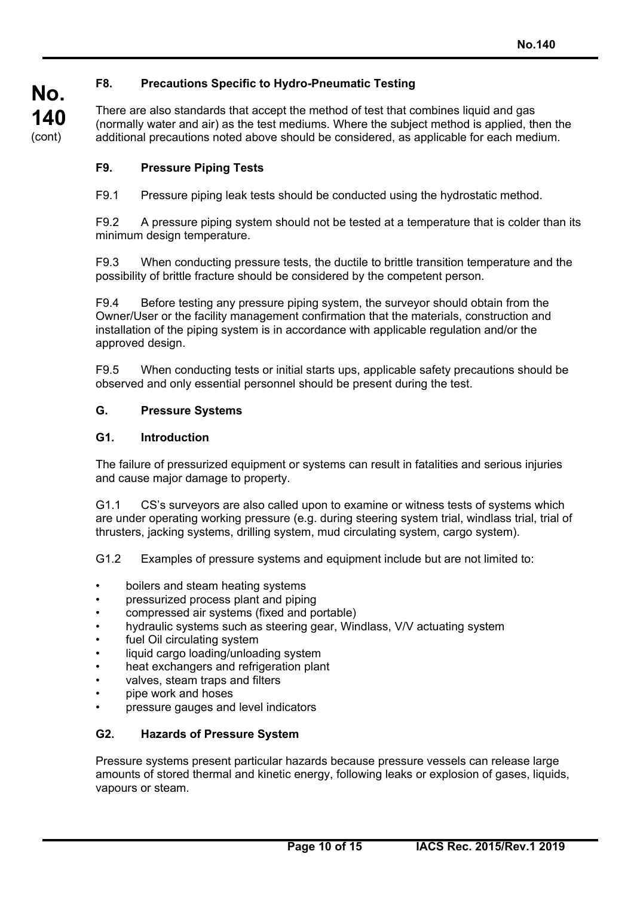### F8. Precautions Specific to Hydro-Pneumatic Testing

There are also standards that accept the method of test that combines liquid and gas (normally water and air) as the test mediums. Where the subject method is applied, then the additional precautions noted above should be considered, as applicable for each medium.

### F9. Pressure Piping Tests

F9.1 Pressure piping leak tests should be conducted using the hydrostatic method.

F9.2 A pressure piping system should not be tested at a temperature that is colder than its minimum design temperature.

F9.3 When conducting pressure tests, the ductile to brittle transition temperature and the possibility of brittle fracture should be considered by the competent person.

F9.4 Before testing any pressure piping system, the surveyor should obtain from the Owner/User or the facility management confirmation that the materials, construction and installation of the piping system is in accordance with applicable regulation and/or the approved design.

F9.5 When conducting tests or initial starts ups, applicable safety precautions should be observed and only essential personnel should be present during the test.

## G. Pressure Systems

### G1. Introduction

The failure of pressurized equipment or systems can result in fatalities and serious injuries and cause major damage to property.

G1.1 CS's surveyors are also called upon to examine or witness tests of systems which are under operating working pressure (e.g. during steering system trial, windlass trial, trial of thrusters, jacking systems, drilling system, mud circulating system, cargo system).

G1.2 Examples of pressure systems and equipment include but are not limited to:

- boilers and steam heating systems
- pressurized process plant and piping
- compressed air systems (fixed and portable)
- hydraulic systems such as steering gear, Windlass, V/V actuating system
- fuel Oil circulating system
- liquid cargo loading/unloading system
- heat exchangers and refrigeration plant
- valves, steam traps and filters
- pipe work and hoses
- pressure gauges and level indicators

### G2. Hazards of Pressure System

Pressure systems present particular hazards because pressure vessels can release large amounts of stored thermal and kinetic energy, following leaks or explosion of gases, liquids, vapours or steam.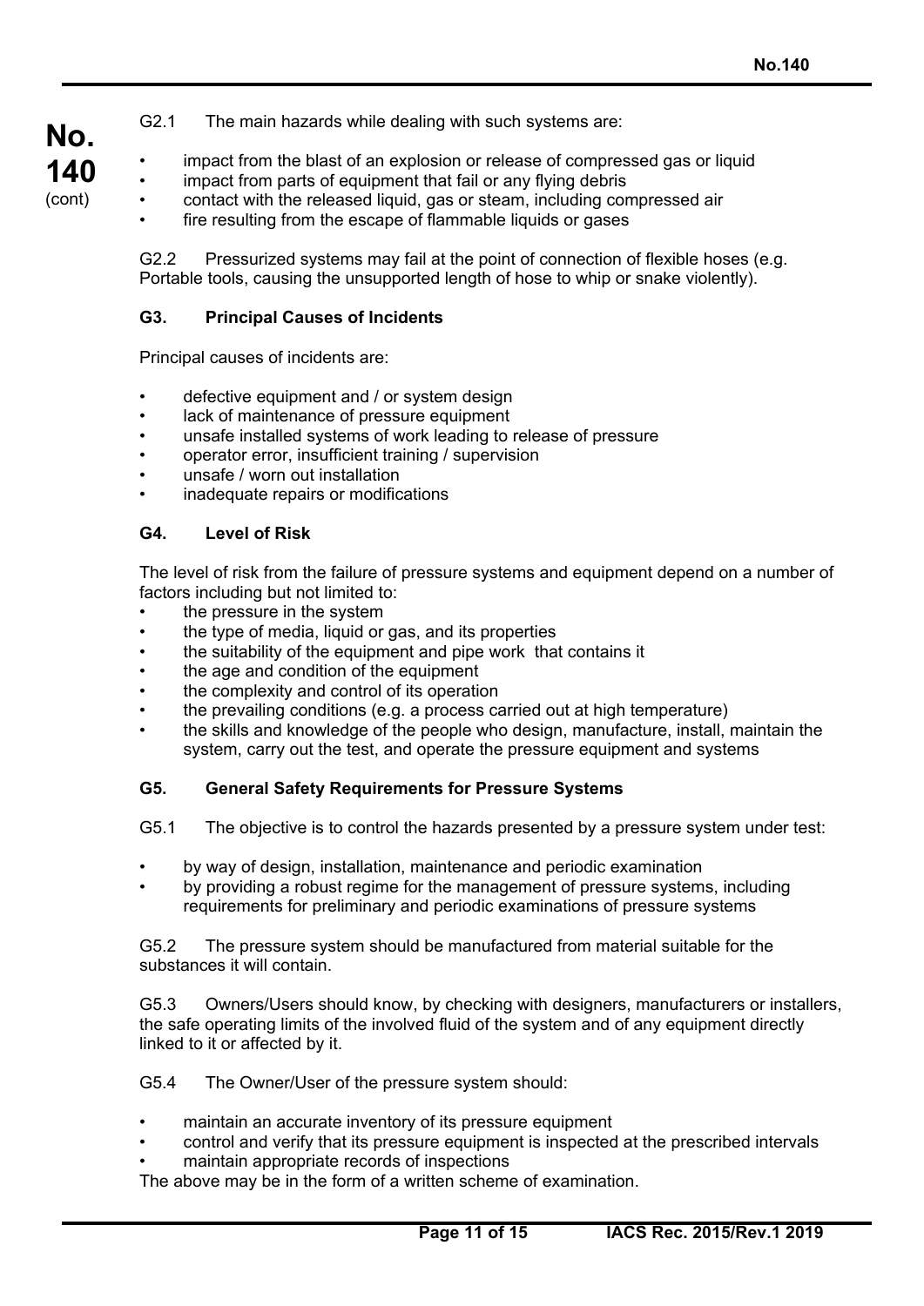G2.1 The main hazards while dealing with such systems are:

- impact from the blast of an explosion or release of compressed gas or liquid
- impact from parts of equipment that fail or any flying debris
- contact with the released liquid, gas or steam, including compressed air
- fire resulting from the escape of flammable liquids or gases

G2.2 Pressurized systems may fail at the point of connection of flexible hoses (e.g. Portable tools, causing the unsupported length of hose to whip or snake violently).

### G3. Principal Causes of Incidents

Principal causes of incidents are:

- defective equipment and / or system design
- lack of maintenance of pressure equipment
- unsafe installed systems of work leading to release of pressure
- operator error, insufficient training / supervision
- unsafe / worn out installation
- inadequate repairs or modifications

### G4. Level of Risk

The level of risk from the failure of pressure systems and equipment depend on a number of factors including but not limited to:

- the pressure in the system
- the type of media, liquid or gas, and its properties
- the suitability of the equipment and pipe work that contains it
- the age and condition of the equipment
- the complexity and control of its operation
- the prevailing conditions (e.g. a process carried out at high temperature)
- the skills and knowledge of the people who design, manufacture, install, maintain the system, carry out the test, and operate the pressure equipment and systems

### G5. General Safety Requirements for Pressure Systems

G5.1 The objective is to control the hazards presented by a pressure system under test:

- by way of design, installation, maintenance and periodic examination
- by providing a robust regime for the management of pressure systems, including requirements for preliminary and periodic examinations of pressure systems

G5.2 The pressure system should be manufactured from material suitable for the substances it will contain.

G5.3 Owners/Users should know, by checking with designers, manufacturers or installers, the safe operating limits of the involved fluid of the system and of any equipment directly linked to it or affected by it.

G5.4 The Owner/User of the pressure system should:

- maintain an accurate inventory of its pressure equipment
- control and verify that its pressure equipment is inspected at the prescribed intervals
- maintain appropriate records of inspections

The above may be in the form of a written scheme of examination.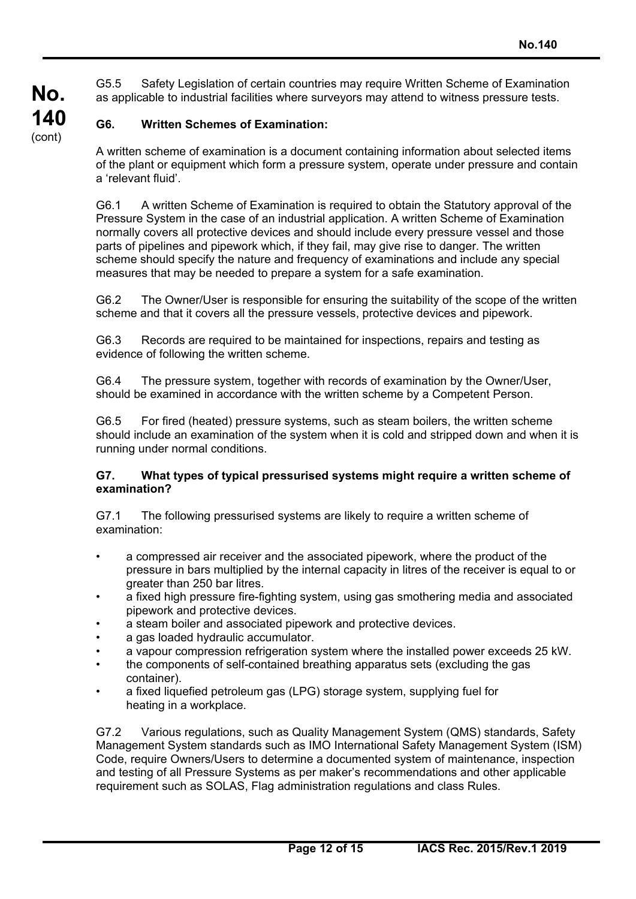G5.5 Safety Legislation of certain countries may require Written Scheme of Examination as applicable to industrial facilities where surveyors may attend to witness pressure tests.

## G6. Written Schemes of Examination:

A written scheme of examination is a document containing information about selected items of the plant or equipment which form a pressure system, operate under pressure and contain a 'relevant fluid'.

G6.1 A written Scheme of Examination is required to obtain the Statutory approval of the Pressure System in the case of an industrial application. A written Scheme of Examination normally covers all protective devices and should include every pressure vessel and those parts of pipelines and pipework which, if they fail, may give rise to danger. The written scheme should specify the nature and frequency of examinations and include any special measures that may be needed to prepare a system for a safe examination.

G6.2 The Owner/User is responsible for ensuring the suitability of the scope of the written scheme and that it covers all the pressure vessels, protective devices and pipework.

G6.3 Records are required to be maintained for inspections, repairs and testing as evidence of following the written scheme.

G6.4 The pressure system, together with records of examination by the Owner/User, should be examined in accordance with the written scheme by a Competent Person.

G6.5 For fired (heated) pressure systems, such as steam boilers, the written scheme should include an examination of the system when it is cold and stripped down and when it is running under normal conditions.

## G7. What types of typical pressurised systems might require a written scheme of examination?

G7.1 The following pressurised systems are likely to require a written scheme of examination:

- a compressed air receiver and the associated pipework, where the product of the pressure in bars multiplied by the internal capacity in litres of the receiver is equal to or greater than 250 bar litres.
- a fixed high pressure fire-fighting system, using gas smothering media and associated pipework and protective devices.
- a steam boiler and associated pipework and protective devices.
- a gas loaded hydraulic accumulator.
- a vapour compression refrigeration system where the installed power exceeds 25 kW.
- the components of self-contained breathing apparatus sets (excluding the gas container).
- a fixed liquefied petroleum gas (LPG) storage system, supplying fuel for heating in a workplace.

G7.2 Various regulations, such as Quality Management System (QMS) standards, Safety Management System standards such as IMO International Safety Management System (ISM) Code, require Owners/Users to determine a documented system of maintenance, inspection and testing of all Pressure Systems as per maker's recommendations and other applicable requirement such as SOLAS, Flag administration regulations and class Rules.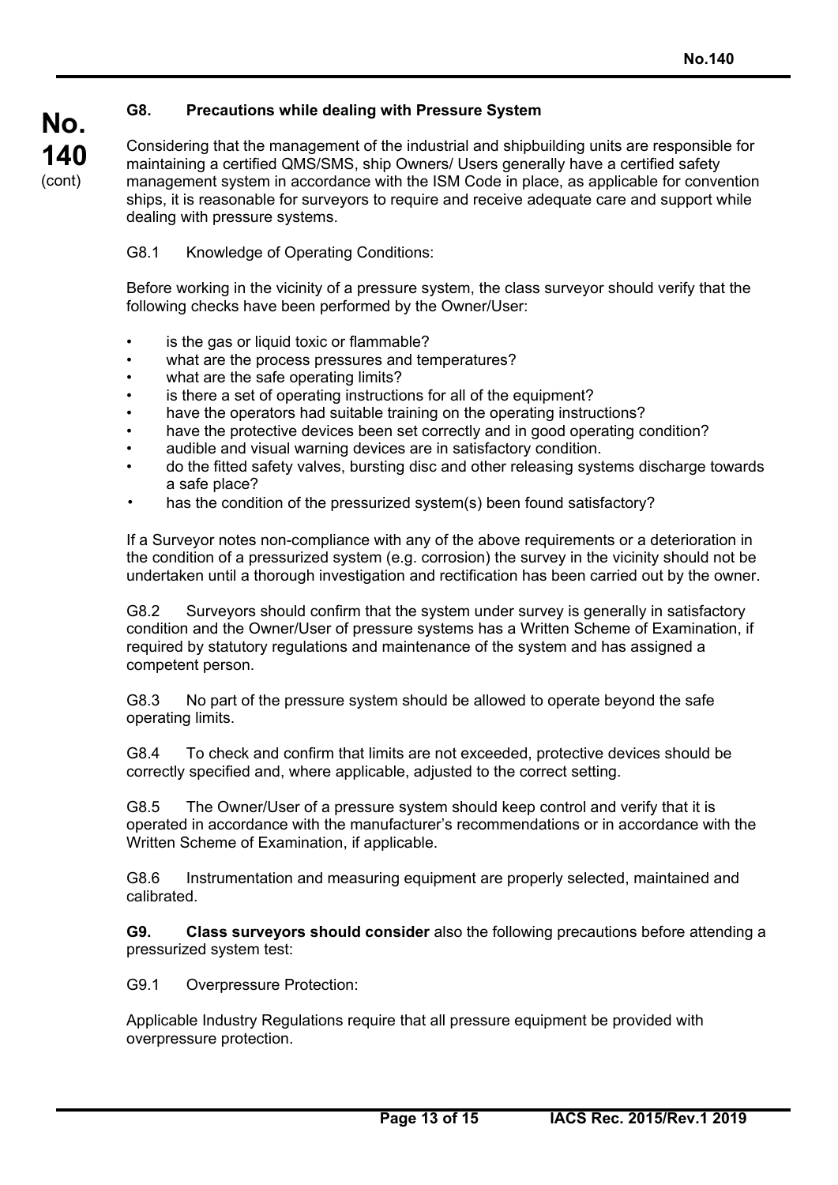### G8. Precautions while dealing with Pressure System

Considering that the management of the industrial and shipbuilding units are responsible for maintaining a certified QMS/SMS, ship Owners/ Users generally have a certified safety management system in accordance with the ISM Code in place, as applicable for convention ships, it is reasonable for surveyors to require and receive adequate care and support while dealing with pressure systems.

G8.1 Knowledge of Operating Conditions:

Before working in the vicinity of a pressure system, the class surveyor should verify that the following checks have been performed by the Owner/User:

- is the gas or liquid toxic or flammable?
- what are the process pressures and temperatures?
- what are the safe operating limits?
- is there a set of operating instructions for all of the equipment?
- have the operators had suitable training on the operating instructions?
- have the protective devices been set correctly and in good operating condition?
- audible and visual warning devices are in satisfactory condition.
- do the fitted safety valves, bursting disc and other releasing systems discharge towards a safe place?
- has the condition of the pressurized system(s) been found satisfactory?

If a Surveyor notes non-compliance with any of the above requirements or a deterioration in the condition of a pressurized system (e.g. corrosion) the survey in the vicinity should not be undertaken until a thorough investigation and rectification has been carried out by the owner.

G8.2 Surveyors should confirm that the system under survey is generally in satisfactory condition and the Owner/User of pressure systems has a Written Scheme of Examination, if required by statutory regulations and maintenance of the system and has assigned a competent person.

G8.3 No part of the pressure system should be allowed to operate beyond the safe operating limits.

G8.4 To check and confirm that limits are not exceeded, protective devices should be correctly specified and, where applicable, adjusted to the correct setting.

G8.5 The Owner/User of a pressure system should keep control and verify that it is operated in accordance with the manufacturer's recommendations or in accordance with the Written Scheme of Examination, if applicable.

G8.6 Instrumentation and measuring equipment are properly selected, maintained and calibrated.

**G9. Class surveyors should consider** also the following precautions before attending a pressurized system test:

G9.1 Overpressure Protection:

Applicable Industry Regulations require that all pressure equipment be provided with overpressure protection.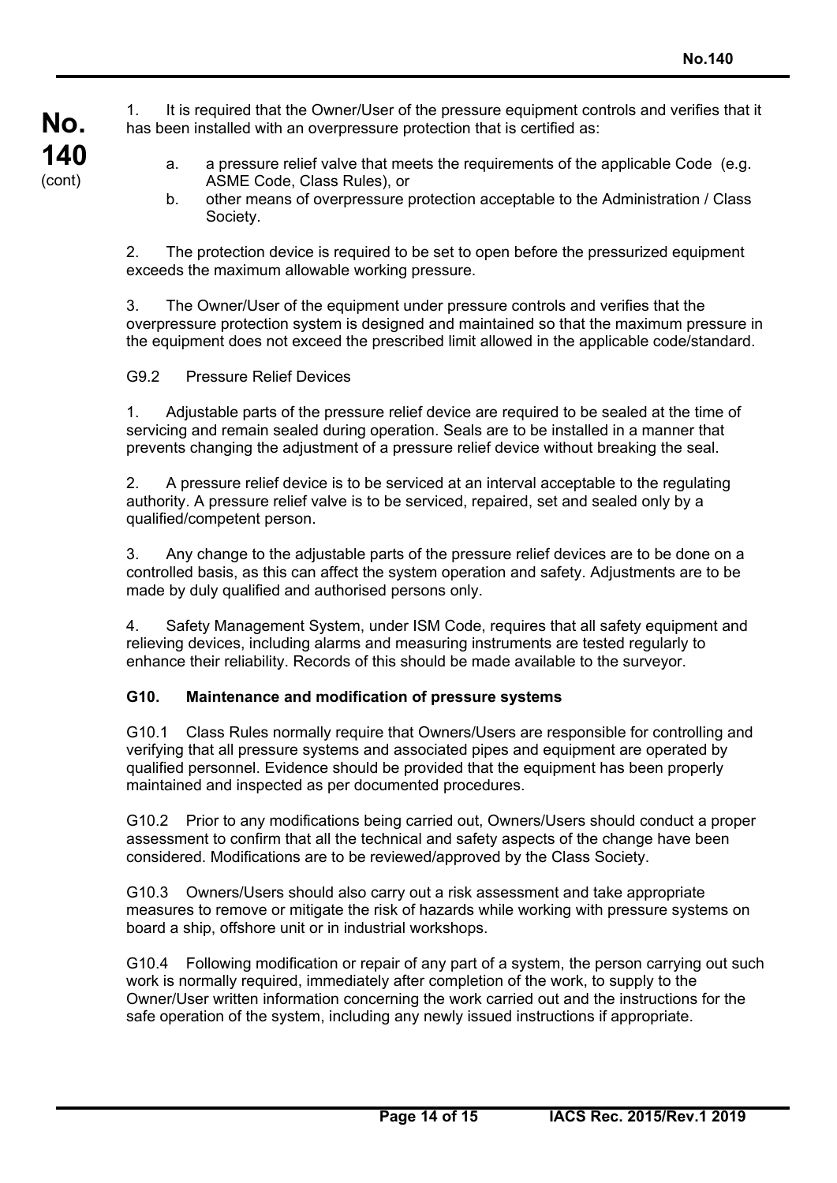1. It is required that the Owner/User of the pressure equipment controls and verifies that it has been installed with an overpressure protection that is certified as:

   a. a pressure relief valve that meets the requirements of the applicable Code (e.g. ASME Code, Class Rules), or
   b. other means of overpressure protection acceptable to the Administration / Class Society.

2. The protection device is required to be set to open before the pressurized equipment exceeds the maximum allowable working pressure.

3. The Owner/User of the equipment under pressure controls and verifies that the overpressure protection system is designed and maintained so that the maximum pressure in the equipment does not exceed the prescribed limit allowed in the applicable code/standard.

G9.2 Pressure Relief Devices

1. Adjustable parts of the pressure relief device are required to be sealed at the time of servicing and remain sealed during operation. Seals are to be installed in a manner that prevents changing the adjustment of a pressure relief device without breaking the seal.

2. A pressure relief device is to be serviced at an interval acceptable to the regulating authority. A pressure relief valve is to be serviced, repaired, set and sealed only by a qualified/competent person.

3. Any change to the adjustable parts of the pressure relief devices are to be done on a controlled basis, as this can affect the system operation and safety. Adjustments are to be made by duly qualified and authorised persons only.

4. Safety Management System, under ISM Code, requires that all safety equipment and relieving devices, including alarms and measuring instruments are tested regularly to enhance their reliability. Records of this should be made available to the surveyor.

### G10. Maintenance and modification of pressure systems

G10.1 Class Rules normally require that Owners/Users are responsible for controlling and verifying that all pressure systems and associated pipes and equipment are operated by qualified personnel. Evidence should be provided that the equipment has been properly maintained and inspected as per documented procedures.

G10.2 Prior to any modifications being carried out, Owners/Users should conduct a proper assessment to confirm that all the technical and safety aspects of the change have been considered. Modifications are to be reviewed/approved by the Class Society.

G10.3 Owners/Users should also carry out a risk assessment and take appropriate measures to remove or mitigate the risk of hazards while working with pressure systems on board a ship, offshore unit or in industrial workshops.

G10.4 Following modification or repair of any part of a system, the person carrying out such work is normally required, immediately after completion of the work, to supply to the Owner/User written information concerning the work carried out and the instructions for the safe operation of the system, including any newly issued instructions if appropriate.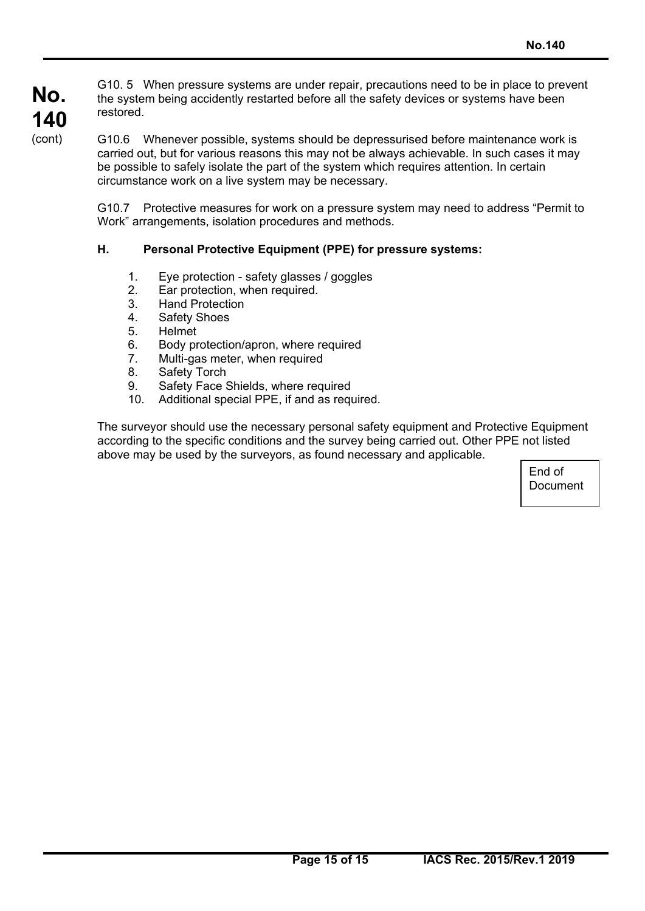G10. 5 When pressure systems are under repair, precautions need to be in place to prevent the system being accidently restarted before all the safety devices or systems have been restored.

G10.6 Whenever possible, systems should be depressurised before maintenance work is carried out, but for various reasons this may not be always achievable. In such cases it may be possible to safely isolate the part of the system which requires attention. In certain circumstance work on a live system may be necessary.

G10.7 Protective measures for work on a pressure system may need to address "Permit to Work" arrangements, isolation procedures and methods.

### H. Personal Protective Equipment (PPE) for pressure systems:

1. Eye protection - safety glasses / goggles
2. Ear protection, when required.
3. Hand Protection
4. Safety Shoes
5. Helmet
6. Body protection/apron, where required
7. Multi-gas meter, when required
8. Safety Torch
9. Safety Face Shields, where required
10. Additional special PPE, if and as required.

The surveyor should use the necessary personal safety equipment and Protective Equipment according to the specific conditions and the survey being carried out. Other PPE not listed above may be used by the surveyors, as found necessary and applicable.

End of Document